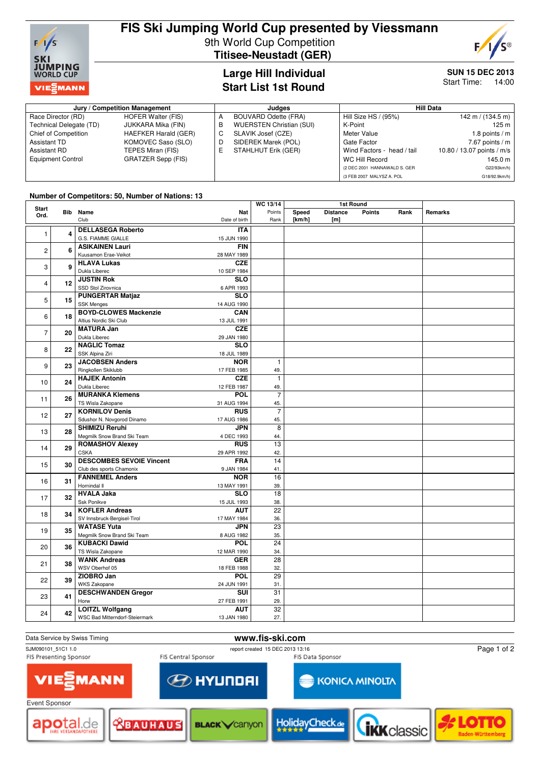# FIS Ski Jumping World Cup presented by Viessmann

## 9th World Cup Competition

## Titisee-Neustadt (GER)

### Large Hill Individual
### Start List 1st Round

**SUN 15 DEC 2013**
Start Time: 14:00

| Jury / Competition Management | | | Judges | Hill Data | |
|---|---|---|---|---|---|
| Race Director (RD) | HOFER Walter (FIS) | A | BOUVARD Odette (FRA) | Hill Size HS / (95%) | 142 m / (134.5 m) |
| Technical Delegate (TD) | JUKKARA Mika (FIN) | B | WUERSTEN Christian (SUI) | K-Point | 125 m |
| Chief of Competition | HAEFKER Harald (GER) | C | SLAVIK Josef (CZE) | Meter Value | 1.8 points / m |
| Assistant TD | KOMOVEC Saso (SLO) | D | SIDEREK Marek (POL) | Gate Factor | 7.67 points / m |
| Assistant RD | TEPES Miran (FIS) | E | STAHLHUT Erik (GER) | Wind Factors - head / tail | 10.80 / 13.07 points / m/s |
| Equipment Control | GRATZER Sepp (FIS) | | | WC Hill Record | 145.0 m |
| | | | | (2 DEC 2001 HANNAWALD S. GER | G22/93km/h) |
| | | | | (3 FEB 2007 MALYSZ A. POL | G18/92.9km/h) |

**Number of Competitors: 50, Number of Nations: 13**

| Start Ord. | Bib | Name / Club | Nat / Date of birth | WC 13/14 Points / Rank | Speed [km/h] | Distance [m] | Points | Rank | Remarks |
|---|---|---|---|---|---|---|---|---|---|
| 1 | 4 | **DELLASEGA Roberto** G.S. FIAMME GIALLE | ITA 15 JUN 1990 | | | | | | |
| 2 | 6 | **ASIKAINEN Lauri** Kuusamon Erae-Veikot | FIN 28 MAY 1989 | | | | | | |
| 3 | 9 | **HLAVA Lukas** Dukla Liberec | CZE 10 SEP 1984 | | | | | | |
| 4 | 12 | **JUSTIN Rok** SSD Stol Zirovnica | SLO 6 APR 1993 | | | | | | |
| 5 | 15 | **PUNGERTAR Matjaz** SSK Menges | SLO 14 AUG 1990 | | | | | | |
| 6 | 18 | **BOYD-CLOWES Mackenzie** Altius Nordic Ski Club | CAN 13 JUL 1991 | | | | | | |
| 7 | 20 | **MATURA Jan** Dukla Liberec | CZE 29 JAN 1980 | | | | | | |
| 8 | 22 | **NAGLIC Tomaz** SSK Alpina Ziri | SLO 18 JUL 1989 | | | | | | |
| 9 | 23 | **JACOBSEN Anders** Ringkollen Skiklubb | NOR 17 FEB 1985 | 1 49. | | | | | |
| 10 | 24 | **HAJEK Antonin** Dukla Liberec | CZE 12 FEB 1987 | 1 49. | | | | | |
| 11 | 26 | **MURANKA Klemens** TS Wisla Zakopane | POL 31 AUG 1994 | 7 45. | | | | | |
| 12 | 27 | **KORNILOV Denis** Sdushor N. Novgorod Dinamo | RUS 17 AUG 1986 | 7 45. | | | | | |
| 13 | 28 | **SHIMIZU Reruhi** Megmilk Snow Brand Ski Team | JPN 4 DEC 1993 | 8 44. | | | | | |
| 14 | 29 | **ROMASHOV Alexey** CSKA | RUS 29 APR 1992 | 13 42. | | | | | |
| 15 | 30 | **DESCOMBES SEVOIE Vincent** Club des sports Chamonix | FRA 9 JAN 1984 | 14 41. | | | | | |
| 16 | 31 | **FANNEMEL Anders** Hornindal Il | NOR 13 MAY 1991 | 16 39. | | | | | |
| 17 | 32 | **HVALA Jaka** Ssk Ponikve | SLO 15 JUL 1993 | 18 38. | | | | | |
| 18 | 34 | **KOFLER Andreas** SV Innsbruck-Bergisel-Tirol | AUT 17 MAY 1984 | 22 36. | | | | | |
| 19 | 35 | **WATASE Yuta** Megmilk Snow Brand Ski Team | JPN 8 AUG 1982 | 23 35. | | | | | |
| 20 | 36 | **KUBACKI Dawid** TS Wisla Zakopane | POL 12 MAR 1990 | 24 34. | | | | | |
| 21 | 38 | **WANK Andreas** WSV Oberhof 05 | GER 18 FEB 1988 | 28 32. | | | | | |
| 22 | 39 | **ZIOBRO Jan** WKS Zakopane | POL 24 JUN 1991 | 29 31. | | | | | |
| 23 | 41 | **DESCHWANDEN Gregor** Horw | SUI 27 FEB 1991 | 31 29. | | | | | |
| 24 | 42 | **LOITZL Wolfgang** WSC Bad Mitterndorf-Steiermark | AUT 13 JAN 1980 | 32 27. | | | | | |

Data Service by Swiss Timing — www.fis-ski.com

SJM090101_51C1 1.0 — report created 15 DEC 2013 13:16

FIS Presenting Sponsor: VIESSMANN — FIS Central Sponsor: HYUNDAI — FIS Data Sponsor: KONICA MINOLTA

Event Sponsor: apotal.de, BAUHAUS, BLACK canyon, HolidayCheck.de, IKK classic, LOTTO Baden-Württemberg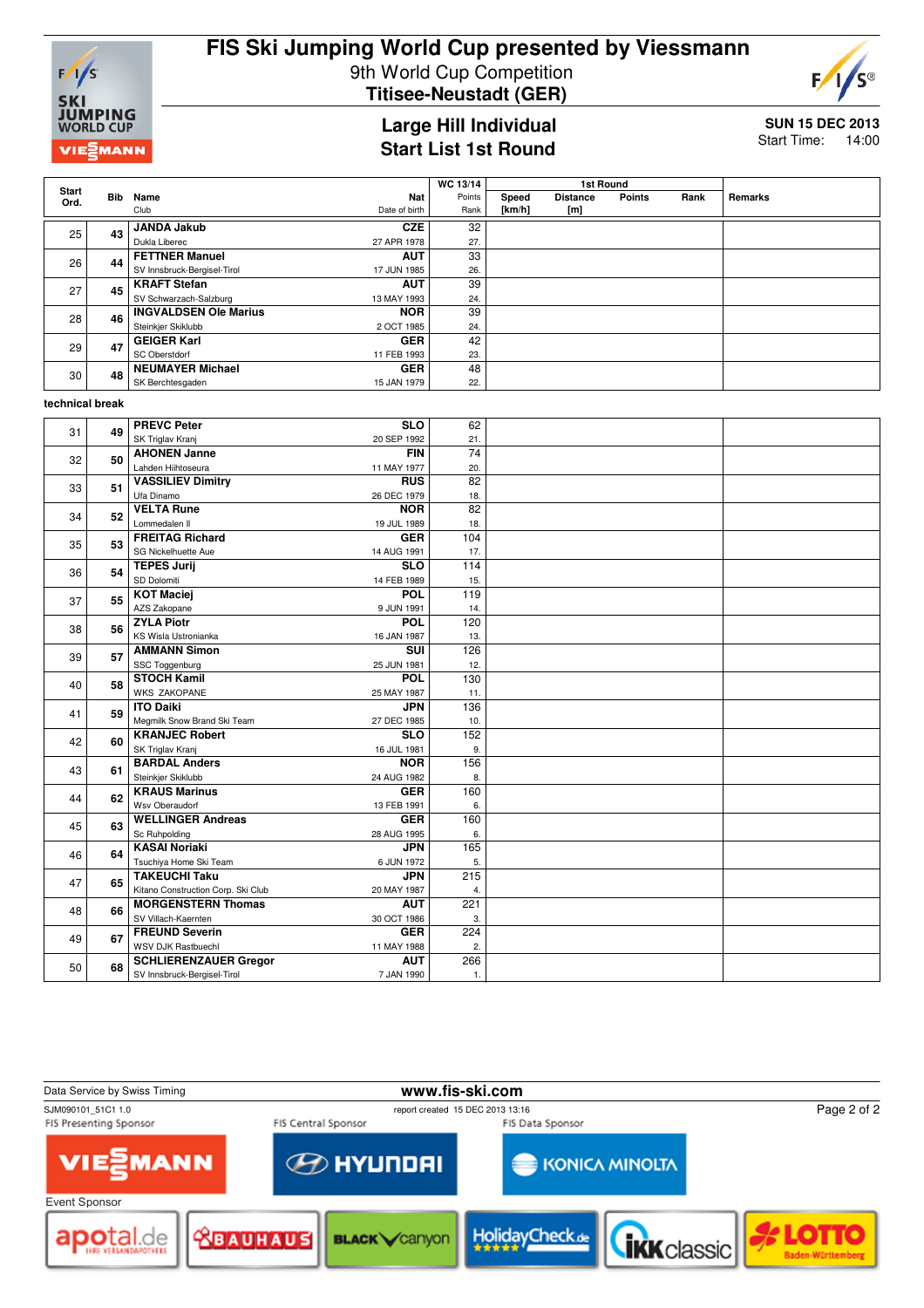# FIS Ski Jumping World Cup presented by Viessmann

9th World Cup Competition
**Titisee-Neustadt (GER)**

## Large Hill Individual
## Start List 1st Round

**SUN 15 DEC 2013**
Start Time: 14:00

| Start Ord. | Bib | Name / Club | Nat / Date of birth | WC 13/14 Points / Rank | Speed [km/h] | Distance [m] | Points | Rank | Remarks |
|---|---|---|---|---|---|---|---|---|---|
| 25 | 43 | **JANDA Jakub** Dukla Liberec | **CZE** 27 APR 1978 | 32 27. | | | | | |
| 26 | 44 | **FETTNER Manuel** SV Innsbruck-Bergisel-Tirol | **AUT** 17 JUN 1985 | 33 26. | | | | | |
| 27 | 45 | **KRAFT Stefan** SV Schwarzach-Salzburg | **AUT** 13 MAY 1993 | 39 24. | | | | | |
| 28 | 46 | **INGVALDSEN Ole Marius** Steinkjer Skiklubb | **NOR** 2 OCT 1985 | 39 24. | | | | | |
| 29 | 47 | **GEIGER Karl** SC Oberstdorf | **GER** 11 FEB 1993 | 42 23. | | | | | |
| 30 | 48 | **NEUMAYER Michael** SK Berchtesgaden | **GER** 15 JAN 1979 | 48 22. | | | | | |

**technical break**

| Start Ord. | Bib | Name / Club | Nat / Date of birth | WC 13/14 Points / Rank | Speed [km/h] | Distance [m] | Points | Rank | Remarks |
|---|---|---|---|---|---|---|---|---|---|
| 31 | 49 | **PREVC Peter** SK Triglav Kranj | **SLO** 20 SEP 1992 | 62 21. | | | | | |
| 32 | 50 | **AHONEN Janne** Lahden Hiihtoseura | **FIN** 11 MAY 1977 | 74 20. | | | | | |
| 33 | 51 | **VASSILIEV Dimitry** Ufa Dinamo | **RUS** 26 DEC 1979 | 82 18. | | | | | |
| 34 | 52 | **VELTA Rune** Lommedalen Il | **NOR** 19 JUL 1989 | 82 18. | | | | | |
| 35 | 53 | **FREITAG Richard** SG Nickelhuette Aue | **GER** 14 AUG 1991 | 104 17. | | | | | |
| 36 | 54 | **TEPES Jurij** SD Dolomiti | **SLO** 14 FEB 1989 | 114 15. | | | | | |
| 37 | 55 | **KOT Maciej** AZS Zakopane | **POL** 9 JUN 1991 | 119 14. | | | | | |
| 38 | 56 | **ZYLA Piotr** KS Wisla Ustronianka | **POL** 16 JAN 1987 | 120 13. | | | | | |
| 39 | 57 | **AMMANN Simon** SSC Toggenburg | **SUI** 25 JUN 1981 | 126 12. | | | | | |
| 40 | 58 | **STOCH Kamil** WKS ZAKOPANE | **POL** 25 MAY 1987 | 130 11. | | | | | |
| 41 | 59 | **ITO Daiki** Megmilk Snow Brand Ski Team | **JPN** 27 DEC 1985 | 136 10. | | | | | |
| 42 | 60 | **KRANJEC Robert** SK Triglav Kranj | **SLO** 16 JUL 1981 | 152 9. | | | | | |
| 43 | 61 | **BARDAL Anders** Steinkjer Skiklubb | **NOR** 24 AUG 1982 | 156 8. | | | | | |
| 44 | 62 | **KRAUS Marinus** Wsv Oberaudorf | **GER** 13 FEB 1991 | 160 6. | | | | | |
| 45 | 63 | **WELLINGER Andreas** Sc Ruhpolding | **GER** 28 AUG 1995 | 160 6. | | | | | |
| 46 | 64 | **KASAI Noriaki** Tsuchiya Home Ski Team | **JPN** 6 JUN 1972 | 165 5. | | | | | |
| 47 | 65 | **TAKEUCHI Taku** Kitano Construction Corp. Ski Club | **JPN** 20 MAY 1987 | 215 4. | | | | | |
| 48 | 66 | **MORGENSTERN Thomas** SV Villach-Kaernten | **AUT** 30 OCT 1986 | 221 3. | | | | | |
| 49 | 67 | **FREUND Severin** WSV DJK Rastbuechl | **GER** 11 MAY 1988 | 224 2. | | | | | |
| 50 | 68 | **SCHLIERENZAUER Gregor** SV Innsbruck-Bergisel-Tirol | **AUT** 7 JAN 1990 | 266 1. | | | | | |

Data Service by Swiss Timing — www.fis-ski.com

SJM090101_51C1 1.0 — report created 15 DEC 2013 13:16

FIS Presenting Sponsor: VIESSMANN — FIS Central Sponsor: HYUNDAI — FIS Data Sponsor: KONICA MINOLTA

Event Sponsor: apotal.de, BAUHAUS, BLACK canyon, HolidayCheck.de, IKK classic, LOTTO Baden-Württemberg